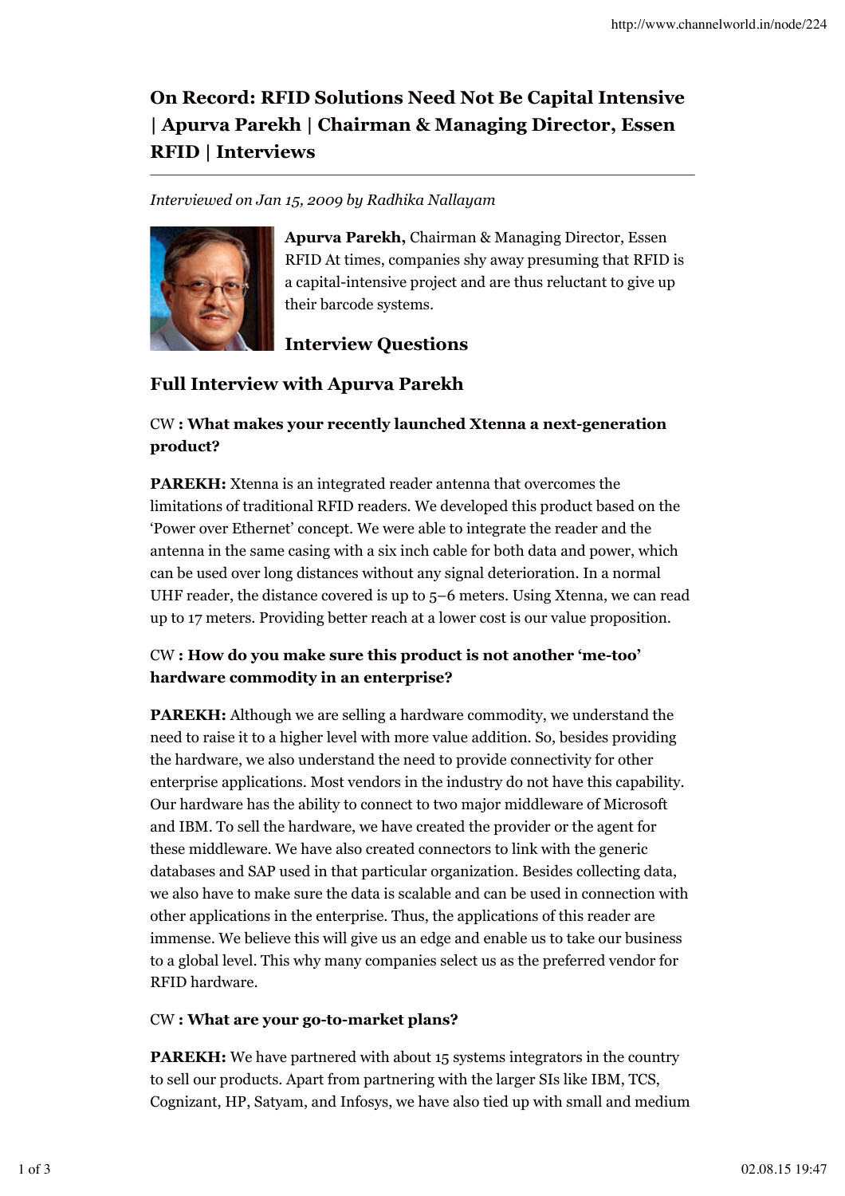# On Record: RFID Solutions Need Not Be Capital Intensive | Apurva Parekh | Chairman & Managing Director, Essen RFID | Interviews

*Interviewed on Jan 15, 2009 by Radhika Nallayam*

**Apurva Parekh,** Chairman & Managing Director, Essen RFID At times, companies shy away presuming that RFID is a capital-intensive project and are thus reluctant to give up their barcode systems.

## Interview Questions

## Full Interview with Apurva Parekh

### CW : What makes your recently launched Xtenna a next-generation product?

**PAREKH:** Xtenna is an integrated reader antenna that overcomes the limitations of traditional RFID readers. We developed this product based on the 'Power over Ethernet' concept. We were able to integrate the reader and the antenna in the same casing with a six inch cable for both data and power, which can be used over long distances without any signal deterioration. In a normal UHF reader, the distance covered is up to 5–6 meters. Using Xtenna, we can read up to 17 meters. Providing better reach at a lower cost is our value proposition.

### CW : How do you make sure this product is not another 'me-too' hardware commodity in an enterprise?

**PAREKH:** Although we are selling a hardware commodity, we understand the need to raise it to a higher level with more value addition. So, besides providing the hardware, we also understand the need to provide connectivity for other enterprise applications. Most vendors in the industry do not have this capability. Our hardware has the ability to connect to two major middleware of Microsoft and IBM. To sell the hardware, we have created the provider or the agent for these middleware. We have also created connectors to link with the generic databases and SAP used in that particular organization. Besides collecting data, we also have to make sure the data is scalable and can be used in connection with other applications in the enterprise. Thus, the applications of this reader are immense. We believe this will give us an edge and enable us to take our business to a global level. This why many companies select us as the preferred vendor for RFID hardware.

### CW : What are your go-to-market plans?

**PAREKH:** We have partnered with about 15 systems integrators in the country to sell our products. Apart from partnering with the larger SIs like IBM, TCS, Cognizant, HP, Satyam, and Infosys, we have also tied up with small and medium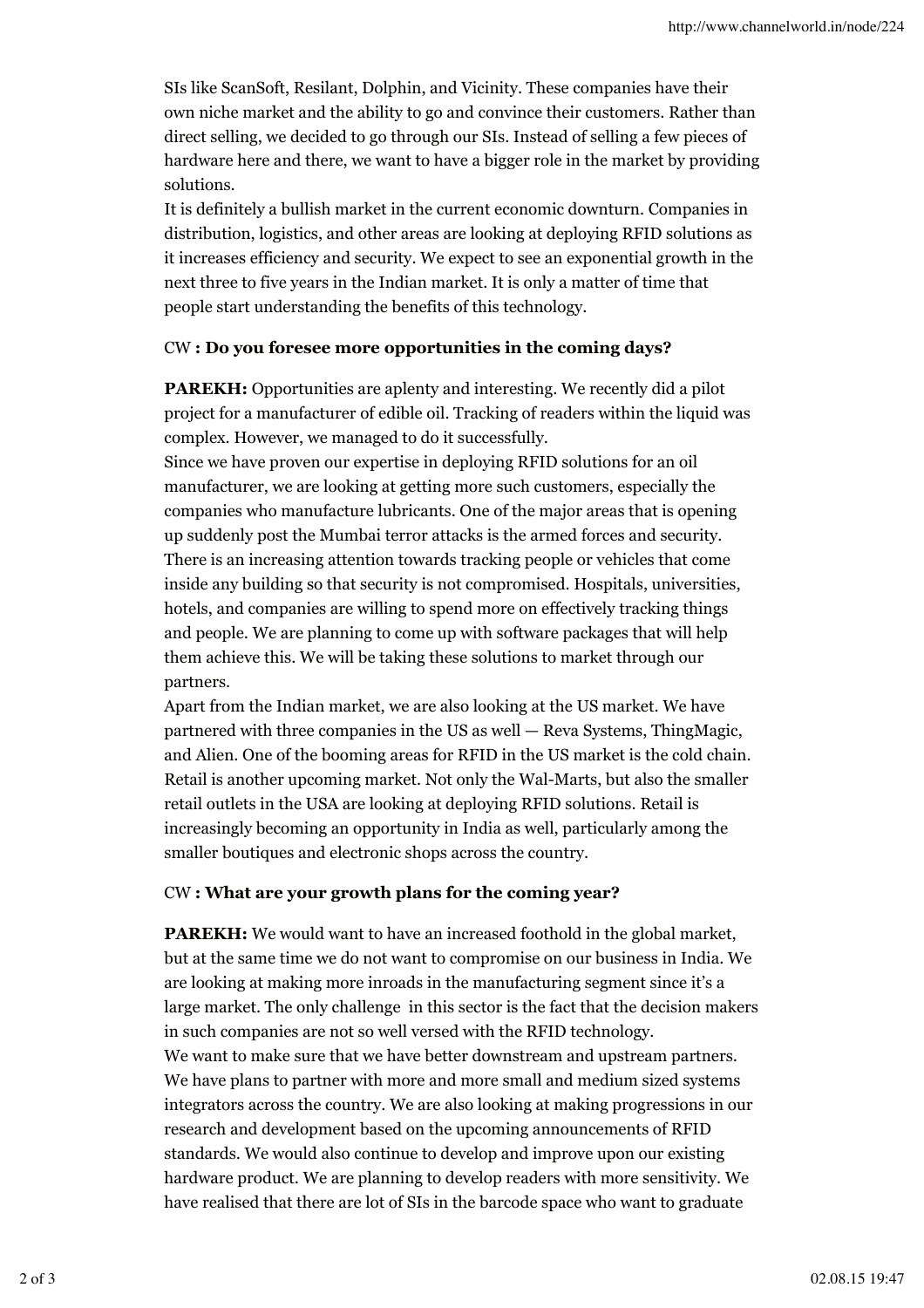SIs like ScanSoft, Resilant, Dolphin, and Vicinity. These companies have their own niche market and the ability to go and convince their customers. Rather than direct selling, we decided to go through our SIs. Instead of selling a few pieces of hardware here and there, we want to have a bigger role in the market by providing solutions.

It is definitely a bullish market in the current economic downturn. Companies in distribution, logistics, and other areas are looking at deploying RFID solutions as it increases efficiency and security. We expect to see an exponential growth in the next three to five years in the Indian market. It is only a matter of time that people start understanding the benefits of this technology.

CW **: Do you foresee more opportunities in the coming days?**

**PAREKH:** Opportunities are aplenty and interesting. We recently did a pilot project for a manufacturer of edible oil. Tracking of readers within the liquid was complex. However, we managed to do it successfully.

Since we have proven our expertise in deploying RFID solutions for an oil manufacturer, we are looking at getting more such customers, especially the companies who manufacture lubricants. One of the major areas that is opening up suddenly post the Mumbai terror attacks is the armed forces and security. There is an increasing attention towards tracking people or vehicles that come inside any building so that security is not compromised. Hospitals, universities, hotels, and companies are willing to spend more on effectively tracking things and people. We are planning to come up with software packages that will help them achieve this. We will be taking these solutions to market through our partners.

Apart from the Indian market, we are also looking at the US market. We have partnered with three companies in the US as well — Reva Systems, ThingMagic, and Alien. One of the booming areas for RFID in the US market is the cold chain. Retail is another upcoming market. Not only the Wal-Marts, but also the smaller retail outlets in the USA are looking at deploying RFID solutions. Retail is increasingly becoming an opportunity in India as well, particularly among the smaller boutiques and electronic shops across the country.

CW **: What are your growth plans for the coming year?**

**PAREKH:** We would want to have an increased foothold in the global market, but at the same time we do not want to compromise on our business in India. We are looking at making more inroads in the manufacturing segment since it's a large market. The only challenge in this sector is the fact that the decision makers in such companies are not so well versed with the RFID technology.

We want to make sure that we have better downstream and upstream partners. We have plans to partner with more and more small and medium sized systems integrators across the country. We are also looking at making progressions in our research and development based on the upcoming announcements of RFID standards. We would also continue to develop and improve upon our existing hardware product. We are planning to develop readers with more sensitivity. We have realised that there are lot of SIs in the barcode space who want to graduate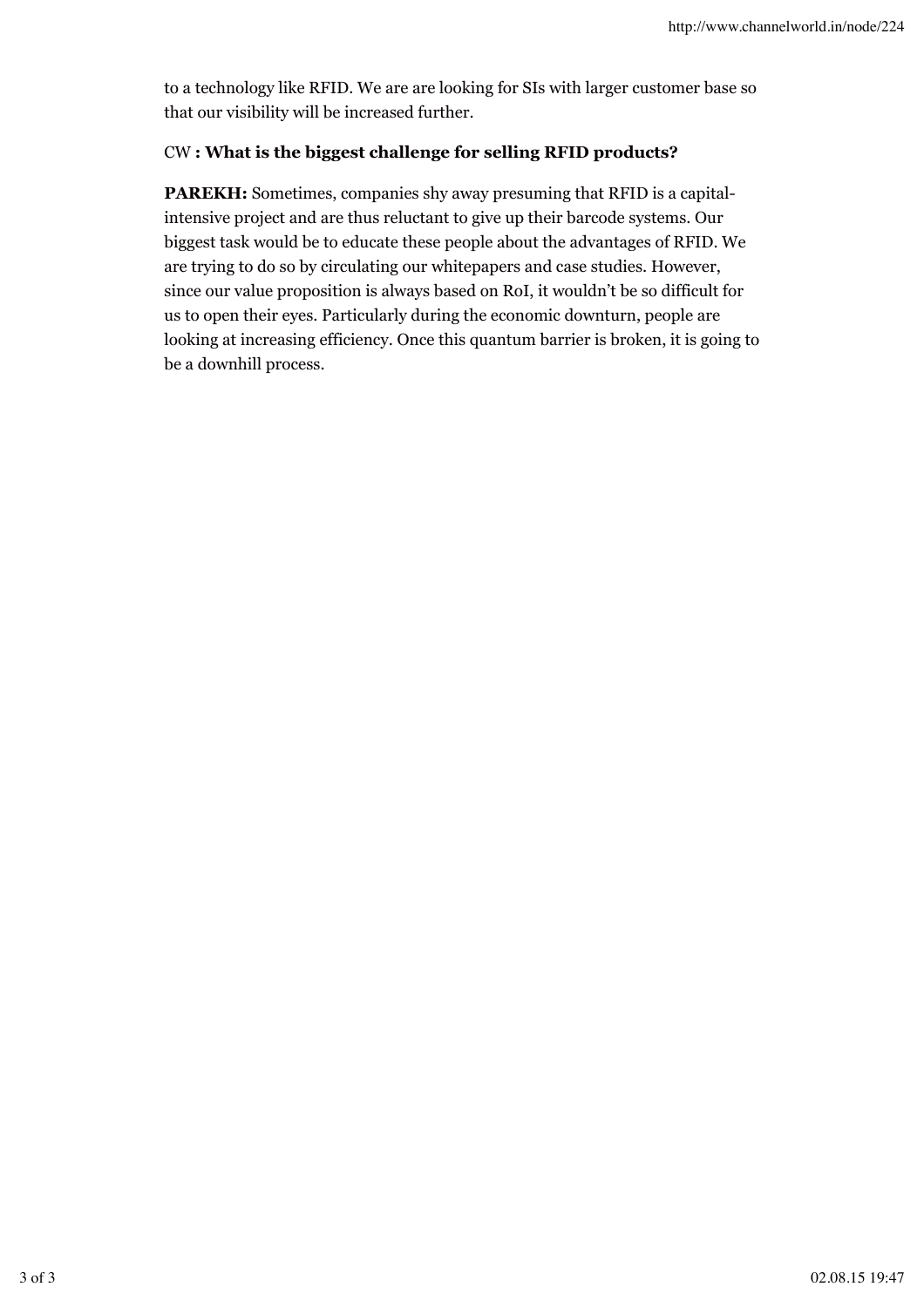to a technology like RFID. We are are looking for SIs with larger customer base so that our visibility will be increased further.

CW **: What is the biggest challenge for selling RFID products?**

**PAREKH:** Sometimes, companies shy away presuming that RFID is a capital-intensive project and are thus reluctant to give up their barcode systems. Our biggest task would be to educate these people about the advantages of RFID. We are trying to do so by circulating our whitepapers and case studies. However, since our value proposition is always based on RoI, it wouldn't be so difficult for us to open their eyes. Particularly during the economic downturn, people are looking at increasing efficiency. Once this quantum barrier is broken, it is going to be a downhill process.